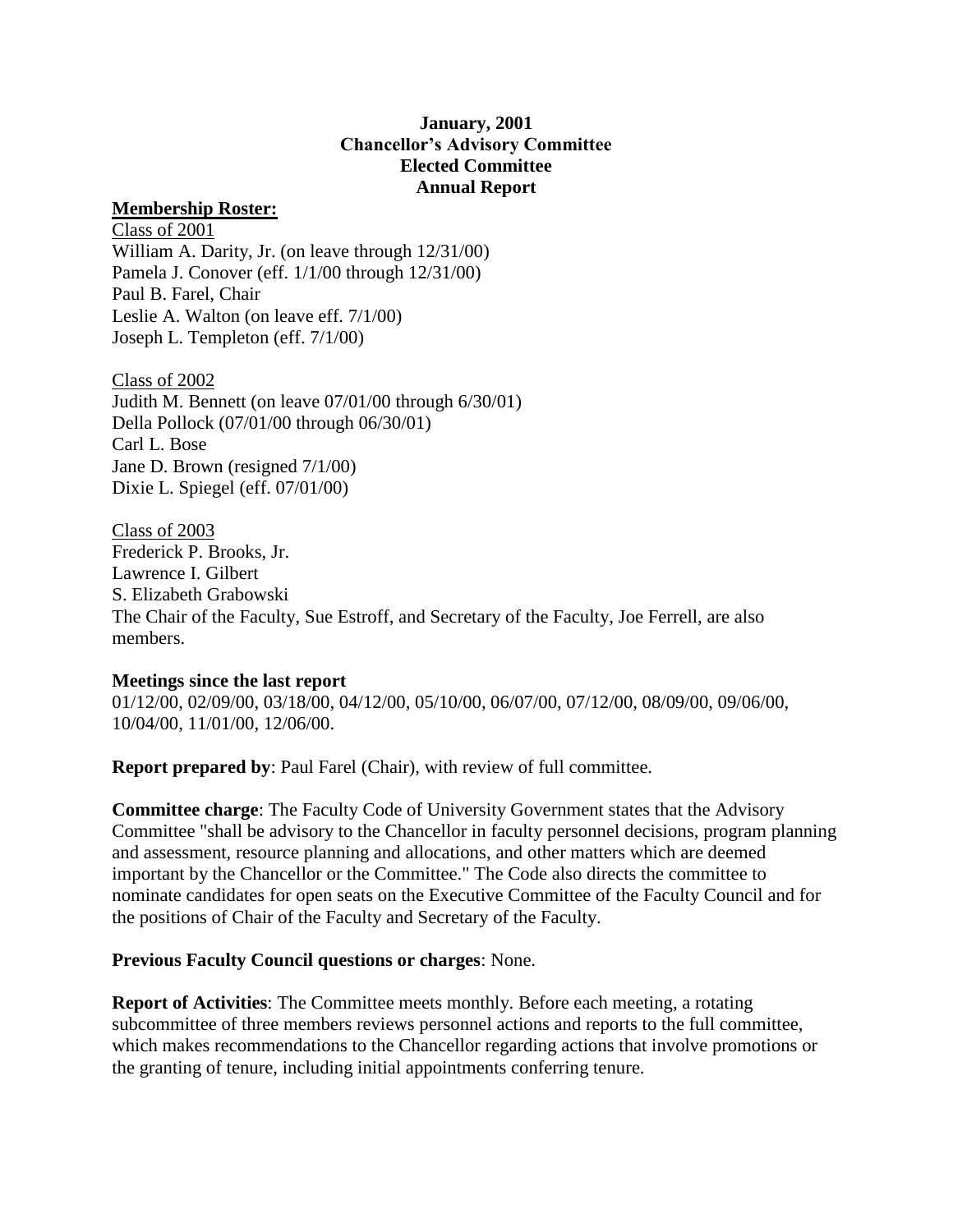# January, 2001
# Chancellor's Advisory Committee
# Elected Committee
# Annual Report

**Membership Roster:**

Class of 2001

William A. Darity, Jr. (on leave through 12/31/00)
Pamela J. Conover (eff. 1/1/00 through 12/31/00)
Paul B. Farel, Chair
Leslie A. Walton (on leave eff. 7/1/00)
Joseph L. Templeton (eff. 7/1/00)

Class of 2002

Judith M. Bennett (on leave 07/01/00 through 6/30/01)
Della Pollock (07/01/00 through 06/30/01)
Carl L. Bose
Jane D. Brown (resigned 7/1/00)
Dixie L. Spiegel (eff. 07/01/00)

Class of 2003

Frederick P. Brooks, Jr.
Lawrence I. Gilbert
S. Elizabeth Grabowski
The Chair of the Faculty, Sue Estroff, and Secretary of the Faculty, Joe Ferrell, are also members.

**Meetings since the last report**

01/12/00, 02/09/00, 03/18/00, 04/12/00, 05/10/00, 06/07/00, 07/12/00, 08/09/00, 09/06/00, 10/04/00, 11/01/00, 12/06/00.

**Report prepared by**: Paul Farel (Chair), with review of full committee.

**Committee charge**: The Faculty Code of University Government states that the Advisory Committee "shall be advisory to the Chancellor in faculty personnel decisions, program planning and assessment, resource planning and allocations, and other matters which are deemed important by the Chancellor or the Committee." The Code also directs the committee to nominate candidates for open seats on the Executive Committee of the Faculty Council and for the positions of Chair of the Faculty and Secretary of the Faculty.

**Previous Faculty Council questions or charges**: None.

**Report of Activities**: The Committee meets monthly. Before each meeting, a rotating subcommittee of three members reviews personnel actions and reports to the full committee, which makes recommendations to the Chancellor regarding actions that involve promotions or the granting of tenure, including initial appointments conferring tenure.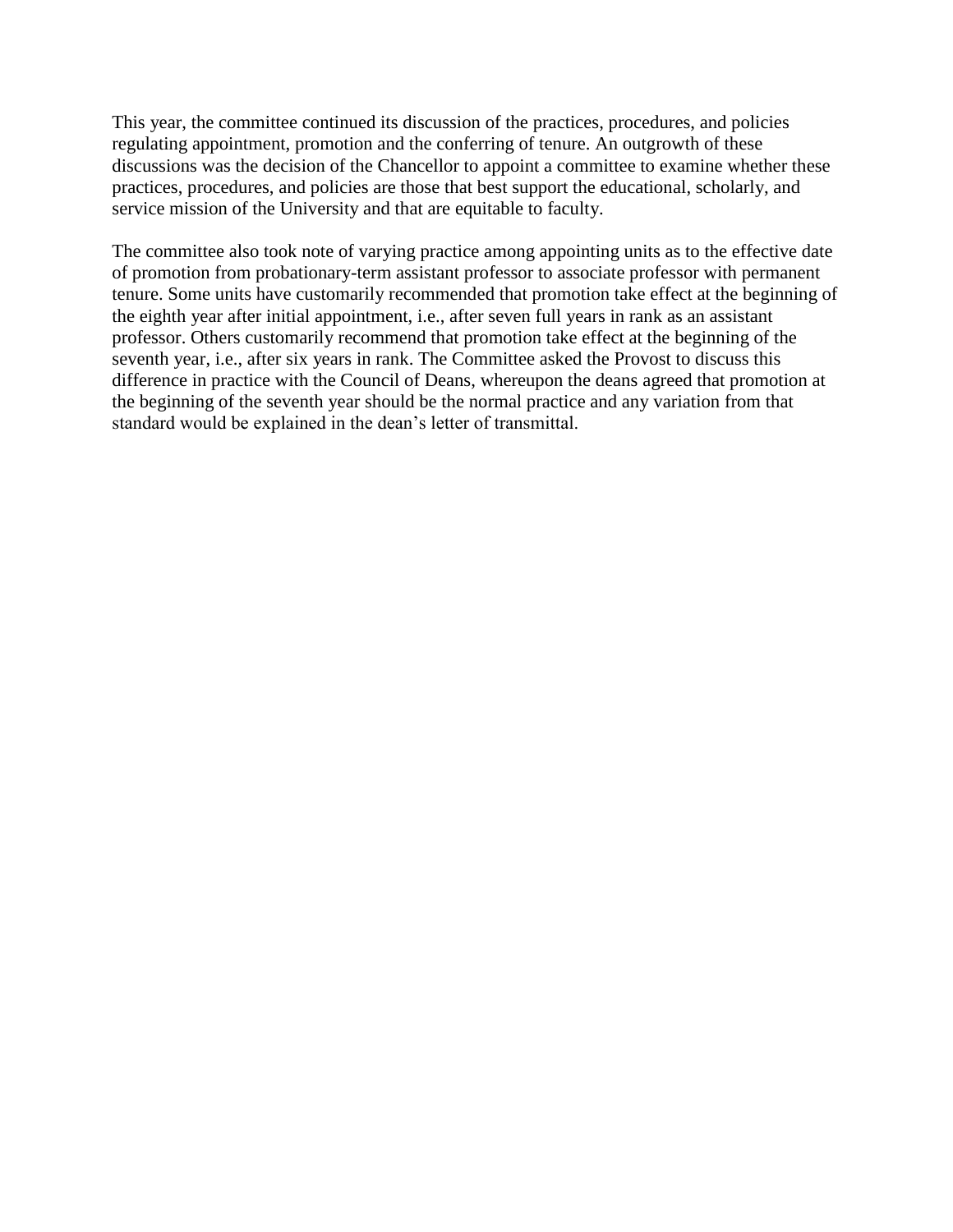This year, the committee continued its discussion of the practices, procedures, and policies regulating appointment, promotion and the conferring of tenure. An outgrowth of these discussions was the decision of the Chancellor to appoint a committee to examine whether these practices, procedures, and policies are those that best support the educational, scholarly, and service mission of the University and that are equitable to faculty.

The committee also took note of varying practice among appointing units as to the effective date of promotion from probationary-term assistant professor to associate professor with permanent tenure. Some units have customarily recommended that promotion take effect at the beginning of the eighth year after initial appointment, i.e., after seven full years in rank as an assistant professor. Others customarily recommend that promotion take effect at the beginning of the seventh year, i.e., after six years in rank. The Committee asked the Provost to discuss this difference in practice with the Council of Deans, whereupon the deans agreed that promotion at the beginning of the seventh year should be the normal practice and any variation from that standard would be explained in the dean's letter of transmittal.